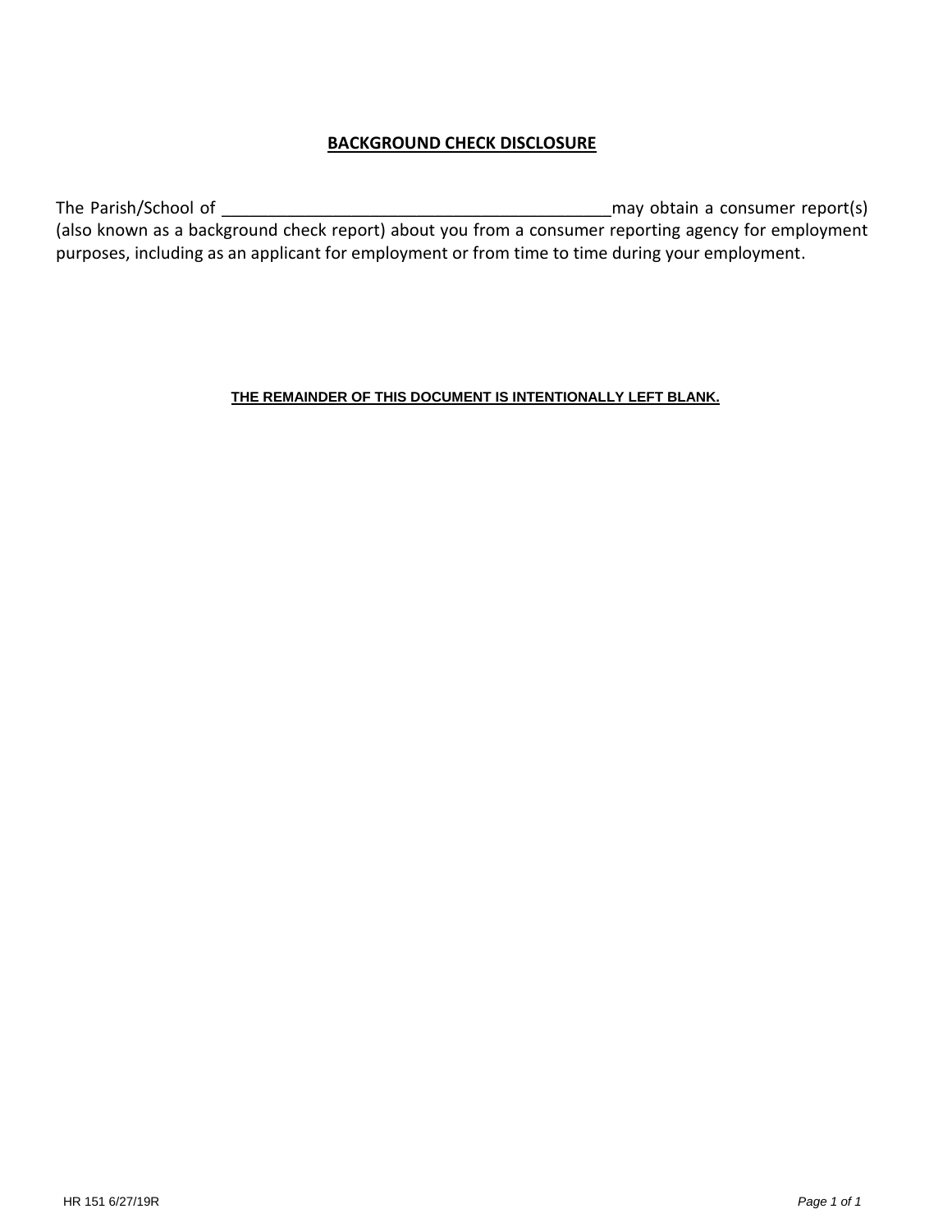# BACKGROUND CHECK DISCLOSURE

The Parish/School of ___________________________________________ may obtain a consumer report(s) (also known as a background check report) about you from a consumer reporting agency for employment purposes, including as an applicant for employment or from time to time during your employment.

**THE REMAINDER OF THIS DOCUMENT IS INTENTIONALLY LEFT BLANK.**

HR 151 6/27/19R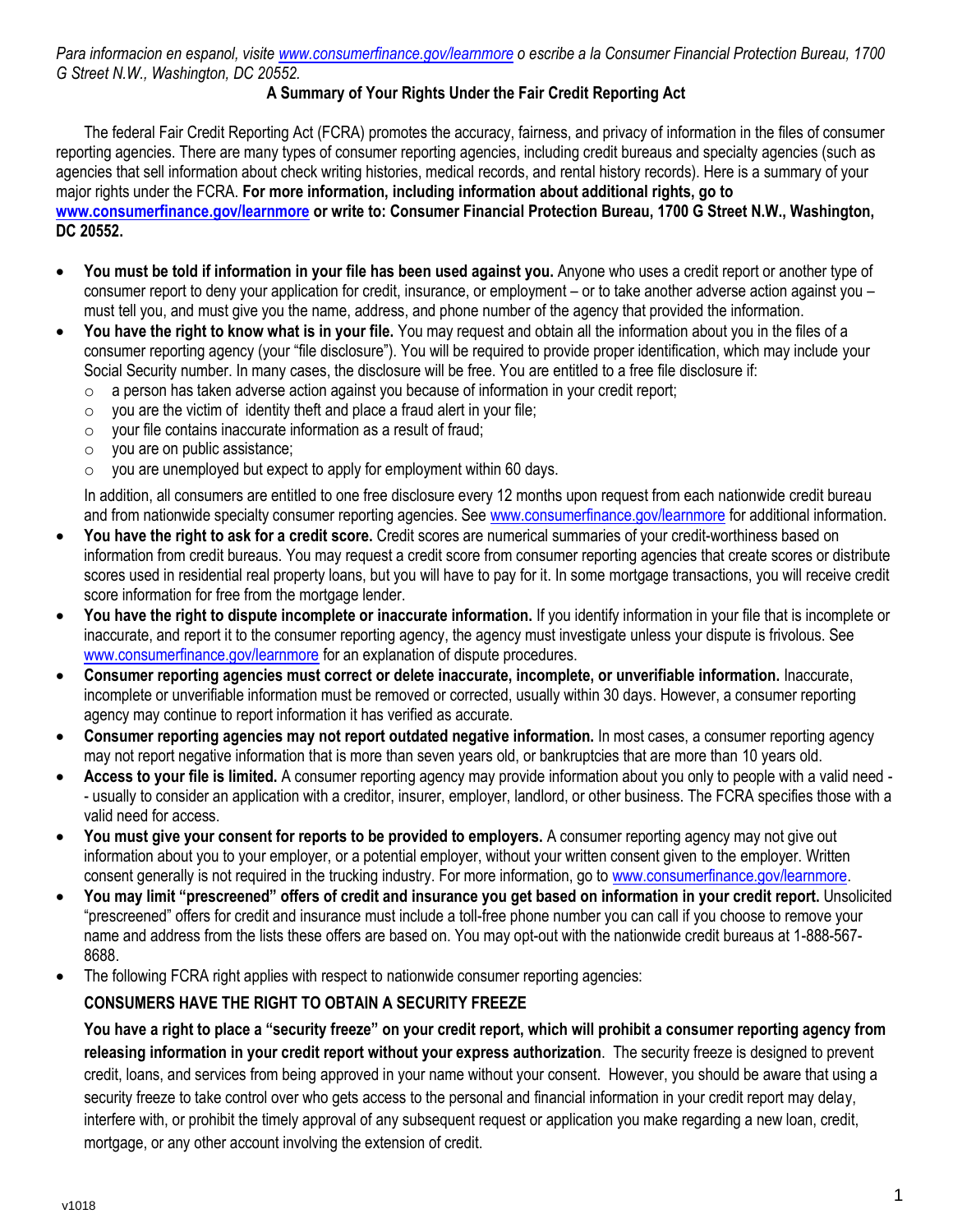*Para informacion en espanol, visite www.consumerfinance.gov/learnmore o escribe a la Consumer Financial Protection Bureau, 1700 G Street N.W., Washington, DC 20552.*

## A Summary of Your Rights Under the Fair Credit Reporting Act

The federal Fair Credit Reporting Act (FCRA) promotes the accuracy, fairness, and privacy of information in the files of consumer reporting agencies. There are many types of consumer reporting agencies, including credit bureaus and specialty agencies (such as agencies that sell information about check writing histories, medical records, and rental history records). Here is a summary of your major rights under the FCRA. **For more information, including information about additional rights, go to www.consumerfinance.gov/learnmore or write to: Consumer Financial Protection Bureau, 1700 G Street N.W., Washington, DC 20552.**

- **You must be told if information in your file has been used against you.** Anyone who uses a credit report or another type of consumer report to deny your application for credit, insurance, or employment – or to take another adverse action against you – must tell you, and must give you the name, address, and phone number of the agency that provided the information.
- **You have the right to know what is in your file.** You may request and obtain all the information about you in the files of a consumer reporting agency (your "file disclosure"). You will be required to provide proper identification, which may include your Social Security number. In many cases, the disclosure will be free. You are entitled to a free file disclosure if:
  - a person has taken adverse action against you because of information in your credit report;
  - you are the victim of identity theft and place a fraud alert in your file;
  - your file contains inaccurate information as a result of fraud;
  - you are on public assistance;
  - you are unemployed but expect to apply for employment within 60 days.

  In addition, all consumers are entitled to one free disclosure every 12 months upon request from each nationwide credit bureau and from nationwide specialty consumer reporting agencies. See www.consumerfinance.gov/learnmore for additional information.
- **You have the right to ask for a credit score.** Credit scores are numerical summaries of your credit-worthiness based on information from credit bureaus. You may request a credit score from consumer reporting agencies that create scores or distribute scores used in residential real property loans, but you will have to pay for it. In some mortgage transactions, you will receive credit score information for free from the mortgage lender.
- **You have the right to dispute incomplete or inaccurate information.** If you identify information in your file that is incomplete or inaccurate, and report it to the consumer reporting agency, the agency must investigate unless your dispute is frivolous. See www.consumerfinance.gov/learnmore for an explanation of dispute procedures.
- **Consumer reporting agencies must correct or delete inaccurate, incomplete, or unverifiable information.** Inaccurate, incomplete or unverifiable information must be removed or corrected, usually within 30 days. However, a consumer reporting agency may continue to report information it has verified as accurate.
- **Consumer reporting agencies may not report outdated negative information.** In most cases, a consumer reporting agency may not report negative information that is more than seven years old, or bankruptcies that are more than 10 years old.
- **Access to your file is limited.** A consumer reporting agency may provide information about you only to people with a valid need -- usually to consider an application with a creditor, insurer, employer, landlord, or other business. The FCRA specifies those with a valid need for access.
- **You must give your consent for reports to be provided to employers.** A consumer reporting agency may not give out information about you to your employer, or a potential employer, without your written consent given to the employer. Written consent generally is not required in the trucking industry. For more information, go to www.consumerfinance.gov/learnmore.
- **You may limit "prescreened" offers of credit and insurance you get based on information in your credit report.** Unsolicited "prescreened" offers for credit and insurance must include a toll-free phone number you can call if you choose to remove your name and address from the lists these offers are based on. You may opt-out with the nationwide credit bureaus at 1-888-567-8688.
- The following FCRA right applies with respect to nationwide consumer reporting agencies:

  **CONSUMERS HAVE THE RIGHT TO OBTAIN A SECURITY FREEZE**

  **You have a right to place a "security freeze" on your credit report, which will prohibit a consumer reporting agency from releasing information in your credit report without your express authorization**. The security freeze is designed to prevent credit, loans, and services from being approved in your name without your consent. However, you should be aware that using a security freeze to take control over who gets access to the personal and financial information in your credit report may delay, interfere with, or prohibit the timely approval of any subsequent request or application you make regarding a new loan, credit, mortgage, or any other account involving the extension of credit.

v1018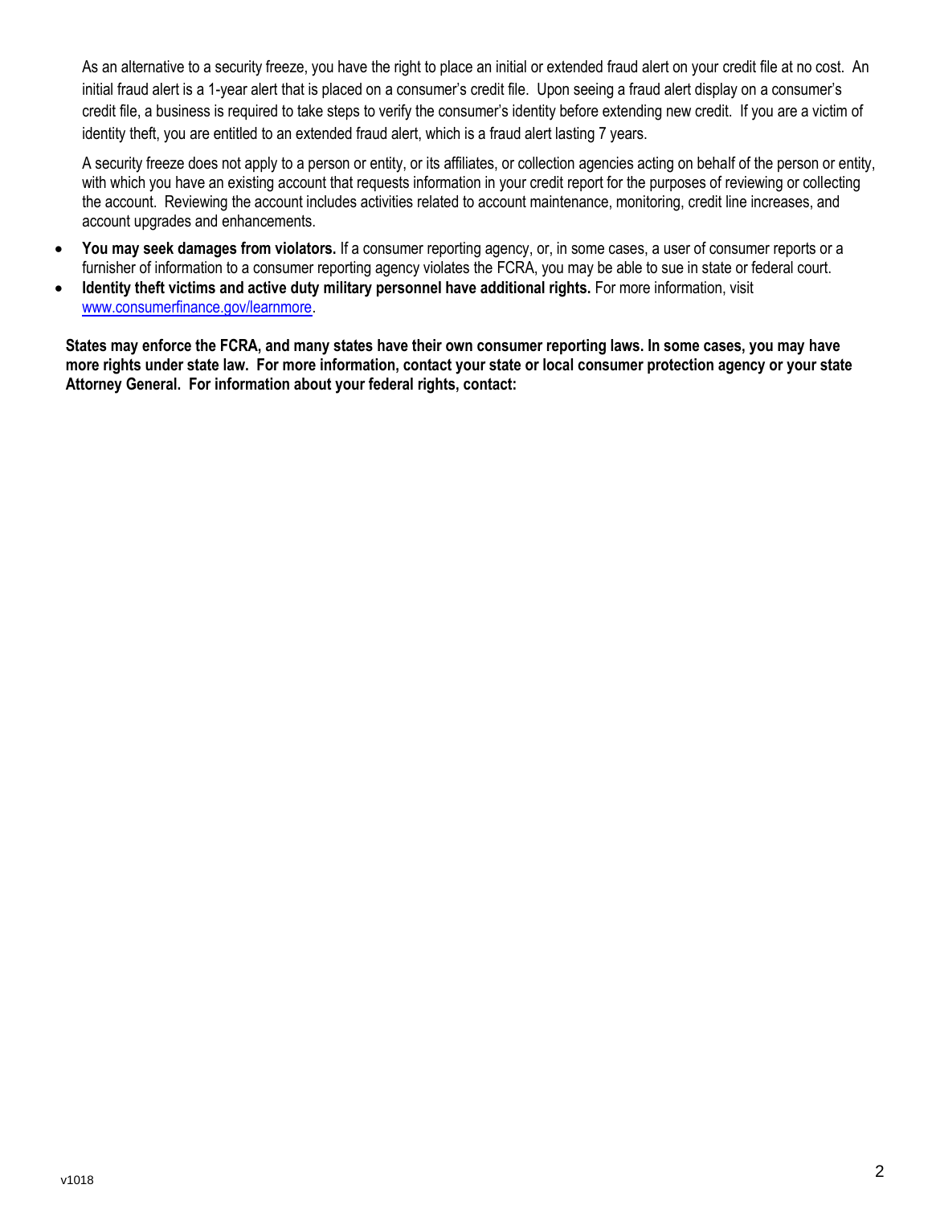As an alternative to a security freeze, you have the right to place an initial or extended fraud alert on your credit file at no cost. An initial fraud alert is a 1-year alert that is placed on a consumer's credit file. Upon seeing a fraud alert display on a consumer's credit file, a business is required to take steps to verify the consumer's identity before extending new credit. If you are a victim of identity theft, you are entitled to an extended fraud alert, which is a fraud alert lasting 7 years.

A security freeze does not apply to a person or entity, or its affiliates, or collection agencies acting on behalf of the person or entity, with which you have an existing account that requests information in your credit report for the purposes of reviewing or collecting the account. Reviewing the account includes activities related to account maintenance, monitoring, credit line increases, and account upgrades and enhancements.

- **You may seek damages from violators.** If a consumer reporting agency, or, in some cases, a user of consumer reports or a furnisher of information to a consumer reporting agency violates the FCRA, you may be able to sue in state or federal court.
- **Identity theft victims and active duty military personnel have additional rights.** For more information, visit [www.consumerfinance.gov/learnmore](www.consumerfinance.gov/learnmore).

**States may enforce the FCRA, and many states have their own consumer reporting laws. In some cases, you may have more rights under state law. For more information, contact your state or local consumer protection agency or your state Attorney General. For information about your federal rights, contact:**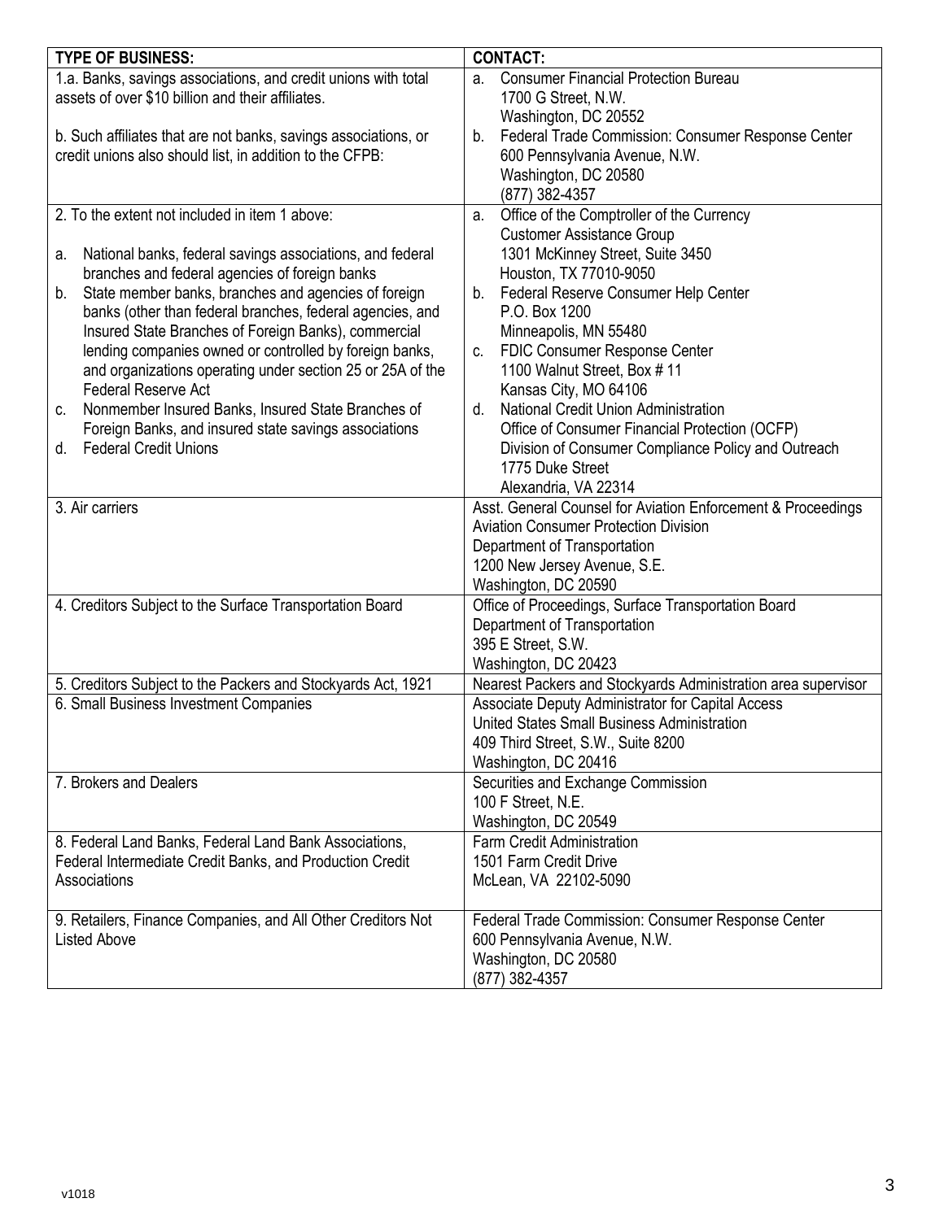| TYPE OF BUSINESS: | CONTACT: |
|---|---|
| 1.a. Banks, savings associations, and credit unions with total assets of over $10 billion and their affiliates.<br><br>b. Such affiliates that are not banks, savings associations, or credit unions also should list, in addition to the CFPB: | a. Consumer Financial Protection Bureau<br>1700 G Street, N.W.<br>Washington, DC 20552<br>b. Federal Trade Commission: Consumer Response Center<br>600 Pennsylvania Avenue, N.W.<br>Washington, DC 20580<br>(877) 382-4357 |
| 2. To the extent not included in item 1 above:<br><br>a. National banks, federal savings associations, and federal branches and federal agencies of foreign banks<br>b. State member banks, branches and agencies of foreign banks (other than federal branches, federal agencies, and Insured State Branches of Foreign Banks), commercial lending companies owned or controlled by foreign banks, and organizations operating under section 25 or 25A of the Federal Reserve Act<br>c. Nonmember Insured Banks, Insured State Branches of Foreign Banks, and insured state savings associations<br>d. Federal Credit Unions | a. Office of the Comptroller of the Currency<br>Customer Assistance Group<br>1301 McKinney Street, Suite 3450<br>Houston, TX 77010-9050<br>b. Federal Reserve Consumer Help Center<br>P.O. Box 1200<br>Minneapolis, MN 55480<br>c. FDIC Consumer Response Center<br>1100 Walnut Street, Box # 11<br>Kansas City, MO 64106<br>d. National Credit Union Administration<br>Office of Consumer Financial Protection (OCFP)<br>Division of Consumer Compliance Policy and Outreach<br>1775 Duke Street<br>Alexandria, VA 22314 |
| 3. Air carriers | Asst. General Counsel for Aviation Enforcement & Proceedings<br>Aviation Consumer Protection Division<br>Department of Transportation<br>1200 New Jersey Avenue, S.E.<br>Washington, DC 20590 |
| 4. Creditors Subject to the Surface Transportation Board | Office of Proceedings, Surface Transportation Board<br>Department of Transportation<br>395 E Street, S.W.<br>Washington, DC 20423 |
| 5. Creditors Subject to the Packers and Stockyards Act, 1921 | Nearest Packers and Stockyards Administration area supervisor |
| 6. Small Business Investment Companies | Associate Deputy Administrator for Capital Access<br>United States Small Business Administration<br>409 Third Street, S.W., Suite 8200<br>Washington, DC 20416 |
| 7. Brokers and Dealers | Securities and Exchange Commission<br>100 F Street, N.E.<br>Washington, DC 20549 |
| 8. Federal Land Banks, Federal Land Bank Associations, Federal Intermediate Credit Banks, and Production Credit Associations | Farm Credit Administration<br>1501 Farm Credit Drive<br>McLean, VA 22102-5090 |
| 9. Retailers, Finance Companies, and All Other Creditors Not Listed Above | Federal Trade Commission: Consumer Response Center<br>600 Pennsylvania Avenue, N.W.<br>Washington, DC 20580<br>(877) 382-4357 |

v1018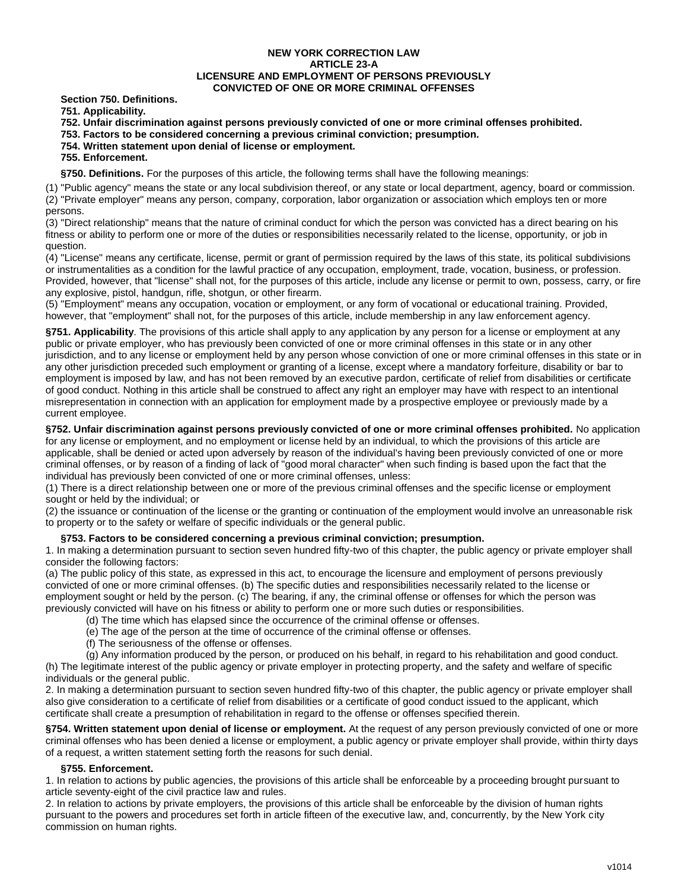**NEW YORK CORRECTION LAW**
**ARTICLE 23-A**
**LICENSURE AND EMPLOYMENT OF PERSONS PREVIOUSLY CONVICTED OF ONE OR MORE CRIMINAL OFFENSES**

**Section 750. Definitions.**
**751. Applicability.**
**752. Unfair discrimination against persons previously convicted of one or more criminal offenses prohibited.**
**753. Factors to be considered concerning a previous criminal conviction; presumption.**
**754. Written statement upon denial of license or employment.**
**755. Enforcement.**

**§750. Definitions.** For the purposes of this article, the following terms shall have the following meanings:

(1) "Public agency" means the state or any local subdivision thereof, or any state or local department, agency, board or commission.
(2) "Private employer" means any person, company, corporation, labor organization or association which employs ten or more persons.
(3) "Direct relationship" means that the nature of criminal conduct for which the person was convicted has a direct bearing on his fitness or ability to perform one or more of the duties or responsibilities necessarily related to the license, opportunity, or job in question.
(4) "License" means any certificate, license, permit or grant of permission required by the laws of this state, its political subdivisions or instrumentalities as a condition for the lawful practice of any occupation, employment, trade, vocation, business, or profession. Provided, however, that "license" shall not, for the purposes of this article, include any license or permit to own, possess, carry, or fire any explosive, pistol, handgun, rifle, shotgun, or other firearm.
(5) "Employment" means any occupation, vocation or employment, or any form of vocational or educational training. Provided, however, that "employment" shall not, for the purposes of this article, include membership in any law enforcement agency.

**§751. Applicability**. The provisions of this article shall apply to any application by any person for a license or employment at any public or private employer, who has previously been convicted of one or more criminal offenses in this state or in any other jurisdiction, and to any license or employment held by any person whose conviction of one or more criminal offenses in this state or in any other jurisdiction preceded such employment or granting of a license, except where a mandatory forfeiture, disability or bar to employment is imposed by law, and has not been removed by an executive pardon, certificate of relief from disabilities or certificate of good conduct. Nothing in this article shall be construed to affect any right an employer may have with respect to an intentional misrepresentation in connection with an application for employment made by a prospective employee or previously made by a current employee.

**§752. Unfair discrimination against persons previously convicted of one or more criminal offenses prohibited.** No application for any license or employment, and no employment or license held by an individual, to which the provisions of this article are applicable, shall be denied or acted upon adversely by reason of the individual's having been previously convicted of one or more criminal offenses, or by reason of a finding of lack of "good moral character" when such finding is based upon the fact that the individual has previously been convicted of one or more criminal offenses, unless:
(1) There is a direct relationship between one or more of the previous criminal offenses and the specific license or employment sought or held by the individual; or
(2) the issuance or continuation of the license or the granting or continuation of the employment would involve an unreasonable risk to property or to the safety or welfare of specific individuals or the general public.

**§753. Factors to be considered concerning a previous criminal conviction; presumption.**

1. In making a determination pursuant to section seven hundred fifty-two of this chapter, the public agency or private employer shall consider the following factors:
(a) The public policy of this state, as expressed in this act, to encourage the licensure and employment of persons previously convicted of one or more criminal offenses. (b) The specific duties and responsibilities necessarily related to the license or employment sought or held by the person. (c) The bearing, if any, the criminal offense or offenses for which the person was previously convicted will have on his fitness or ability to perform one or more such duties or responsibilities.
(d) The time which has elapsed since the occurrence of the criminal offense or offenses.
(e) The age of the person at the time of occurrence of the criminal offense or offenses.
(f) The seriousness of the offense or offenses.
(g) Any information produced by the person, or produced on his behalf, in regard to his rehabilitation and good conduct.
(h) The legitimate interest of the public agency or private employer in protecting property, and the safety and welfare of specific individuals or the general public.
2. In making a determination pursuant to section seven hundred fifty-two of this chapter, the public agency or private employer shall also give consideration to a certificate of relief from disabilities or a certificate of good conduct issued to the applicant, which certificate shall create a presumption of rehabilitation in regard to the offense or offenses specified therein.

**§754. Written statement upon denial of license or employment.** At the request of any person previously convicted of one or more criminal offenses who has been denied a license or employment, a public agency or private employer shall provide, within thirty days of a request, a written statement setting forth the reasons for such denial.

**§755. Enforcement.**

1. In relation to actions by public agencies, the provisions of this article shall be enforceable by a proceeding brought pursuant to article seventy-eight of the civil practice law and rules.
2. In relation to actions by private employers, the provisions of this article shall be enforceable by the division of human rights pursuant to the powers and procedures set forth in article fifteen of the executive law, and, concurrently, by the New York city commission on human rights.

v1014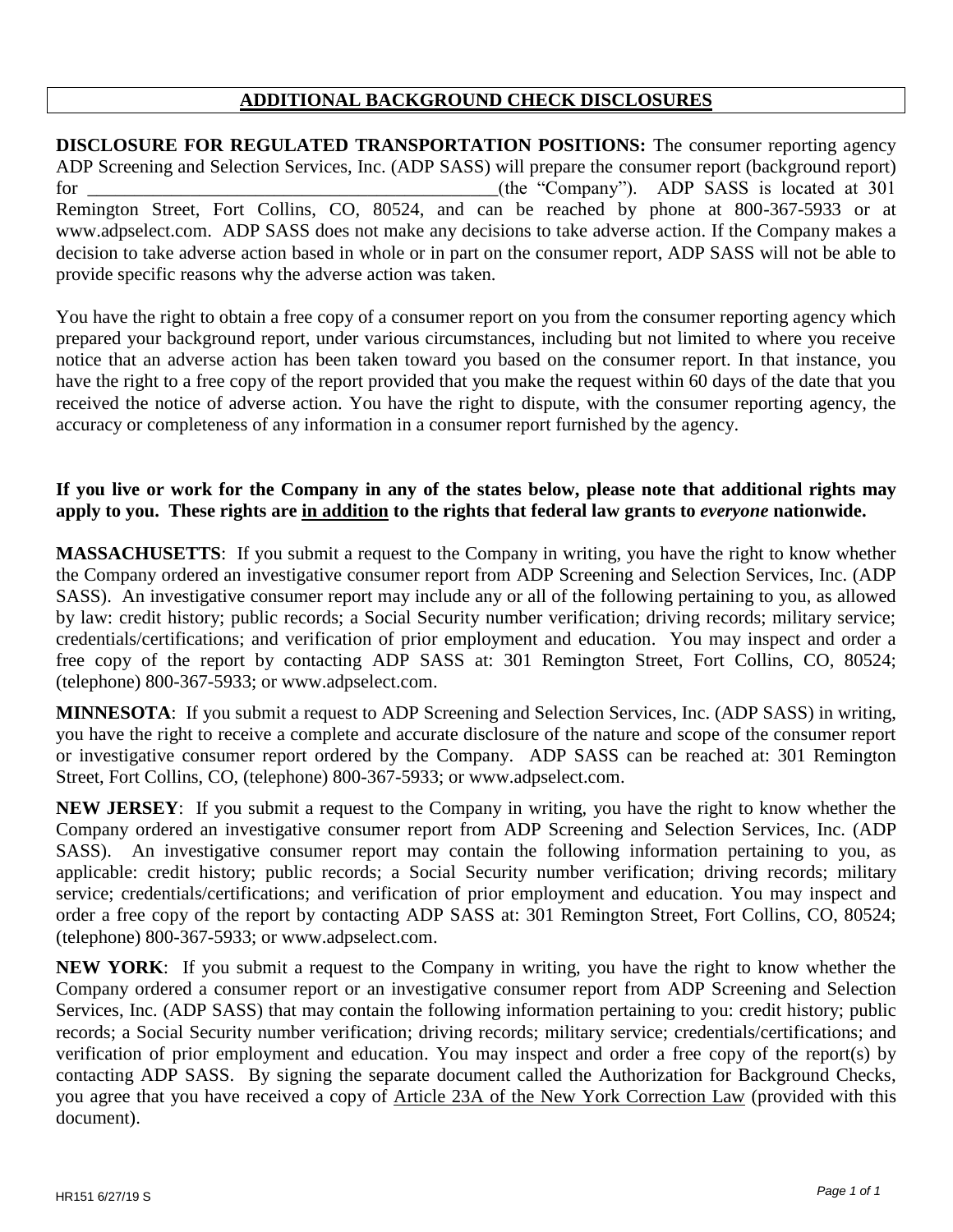## ADDITIONAL BACKGROUND CHECK DISCLOSURES

**DISCLOSURE FOR REGULATED TRANSPORTATION POSITIONS:** The consumer reporting agency ADP Screening and Selection Services, Inc. (ADP SASS) will prepare the consumer report (background report) for ____________________________________________(the "Company"). ADP SASS is located at 301 Remington Street, Fort Collins, CO, 80524, and can be reached by phone at 800-367-5933 or at www.adpselect.com. ADP SASS does not make any decisions to take adverse action. If the Company makes a decision to take adverse action based in whole or in part on the consumer report, ADP SASS will not be able to provide specific reasons why the adverse action was taken.

You have the right to obtain a free copy of a consumer report on you from the consumer reporting agency which prepared your background report, under various circumstances, including but not limited to where you receive notice that an adverse action has been taken toward you based on the consumer report. In that instance, you have the right to a free copy of the report provided that you make the request within 60 days of the date that you received the notice of adverse action. You have the right to dispute, with the consumer reporting agency, the accuracy or completeness of any information in a consumer report furnished by the agency.

**If you live or work for the Company in any of the states below, please note that additional rights may apply to you. These rights are <u>in addition</u> to the rights that federal law grants to *everyone* nationwide.**

**MASSACHUSETTS**: If you submit a request to the Company in writing, you have the right to know whether the Company ordered an investigative consumer report from ADP Screening and Selection Services, Inc. (ADP SASS). An investigative consumer report may include any or all of the following pertaining to you, as allowed by law: credit history; public records; a Social Security number verification; driving records; military service; credentials/certifications; and verification of prior employment and education. You may inspect and order a free copy of the report by contacting ADP SASS at: 301 Remington Street, Fort Collins, CO, 80524; (telephone) 800-367-5933; or www.adpselect.com.

**MINNESOTA**: If you submit a request to ADP Screening and Selection Services, Inc. (ADP SASS) in writing, you have the right to receive a complete and accurate disclosure of the nature and scope of the consumer report or investigative consumer report ordered by the Company. ADP SASS can be reached at: 301 Remington Street, Fort Collins, CO, (telephone) 800-367-5933; or www.adpselect.com.

**NEW JERSEY**: If you submit a request to the Company in writing, you have the right to know whether the Company ordered an investigative consumer report from ADP Screening and Selection Services, Inc. (ADP SASS). An investigative consumer report may contain the following information pertaining to you, as applicable: credit history; public records; a Social Security number verification; driving records; military service; credentials/certifications; and verification of prior employment and education. You may inspect and order a free copy of the report by contacting ADP SASS at: 301 Remington Street, Fort Collins, CO, 80524; (telephone) 800-367-5933; or www.adpselect.com.

**NEW YORK**: If you submit a request to the Company in writing, you have the right to know whether the Company ordered a consumer report or an investigative consumer report from ADP Screening and Selection Services, Inc. (ADP SASS) that may contain the following information pertaining to you: credit history; public records; a Social Security number verification; driving records; military service; credentials/certifications; and verification of prior employment and education. You may inspect and order a free copy of the report(s) by contacting ADP SASS. By signing the separate document called the Authorization for Background Checks, you agree that you have received a copy of <u>Article 23A of the New York Correction Law</u> (provided with this document).

HR151 6/27/19 S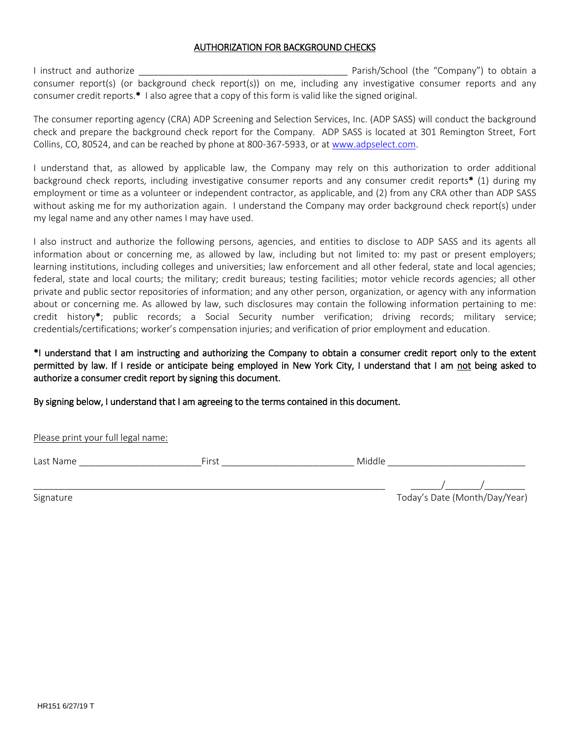## AUTHORIZATION FOR BACKGROUND CHECKS

I instruct and authorize ________________________________________ Parish/School (the "Company") to obtain a consumer report(s) (or background check report(s)) on me, including any investigative consumer reports and any consumer credit reports.* I also agree that a copy of this form is valid like the signed original.

The consumer reporting agency (CRA) ADP Screening and Selection Services, Inc. (ADP SASS) will conduct the background check and prepare the background check report for the Company. ADP SASS is located at 301 Remington Street, Fort Collins, CO, 80524, and can be reached by phone at 800-367-5933, or at www.adpselect.com.

I understand that, as allowed by applicable law, the Company may rely on this authorization to order additional background check reports, including investigative consumer reports and any consumer credit reports* (1) during my employment or time as a volunteer or independent contractor, as applicable, and (2) from any CRA other than ADP SASS without asking me for my authorization again. I understand the Company may order background check report(s) under my legal name and any other names I may have used.

I also instruct and authorize the following persons, agencies, and entities to disclose to ADP SASS and its agents all information about or concerning me, as allowed by law, including but not limited to: my past or present employers; learning institutions, including colleges and universities; law enforcement and all other federal, state and local agencies; federal, state and local courts; the military; credit bureaus; testing facilities; motor vehicle records agencies; all other private and public sector repositories of information; and any other person, organization, or agency with any information about or concerning me. As allowed by law, such disclosures may contain the following information pertaining to me: credit history*; public records; a Social Security number verification; driving records; military service; credentials/certifications; worker's compensation injuries; and verification of prior employment and education.

**\*I understand that I am instructing and authorizing the Company to obtain a consumer credit report only to the extent permitted by law. If I reside or anticipate being employed in New York City, I understand that I am not being asked to authorize a consumer credit report by signing this document.**

**By signing below, I understand that I am agreeing to the terms contained in this document.**

Please print your full legal name:

Last Name ________________________ First __________________________ Middle ___________________________

______________________________________________________________________ ______/______/________

Signature Today's Date (Month/Day/Year)

HR151 6/27/19 T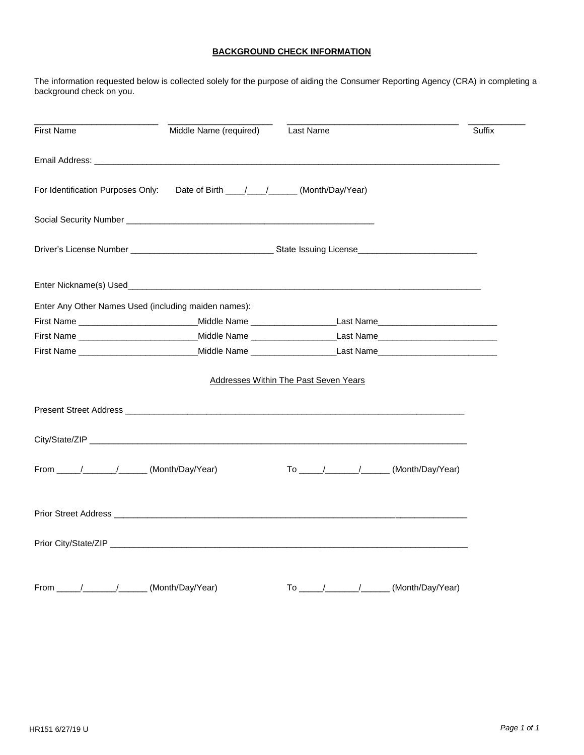# BACKGROUND CHECK INFORMATION

The information requested below is collected solely for the purpose of aiding the Consumer Reporting Agency (CRA) in completing a background check on you.

| First Name | Middle Name (required) | Last Name | Suffix |
|---|---|---|---|
| | | | |

Email Address: ____________________________________________

For Identification Purposes Only: Date of Birth ____/____/______ (Month/Day/Year)

Social Security Number ____________________________________________

Driver's License Number ______________________________ State Issuing License_________________________

Enter Nickname(s) Used____________________________________________

Enter Any Other Names Used (including maiden names):

First Name _________________________Middle Name __________________Last Name_________________________

First Name _________________________Middle Name __________________Last Name_________________________

First Name _________________________Middle Name __________________Last Name_________________________

## Addresses Within The Past Seven Years

Present Street Address ____________________________________________

City/State/ZIP ____________________________________________

From _____/_______/______ (Month/Day/Year) To _____/_______/______ (Month/Day/Year)

Prior Street Address ____________________________________________

Prior City/State/ZIP ____________________________________________

From _____/_______/______ (Month/Day/Year) To _____/_______/______ (Month/Day/Year)

HR151 6/27/19 U